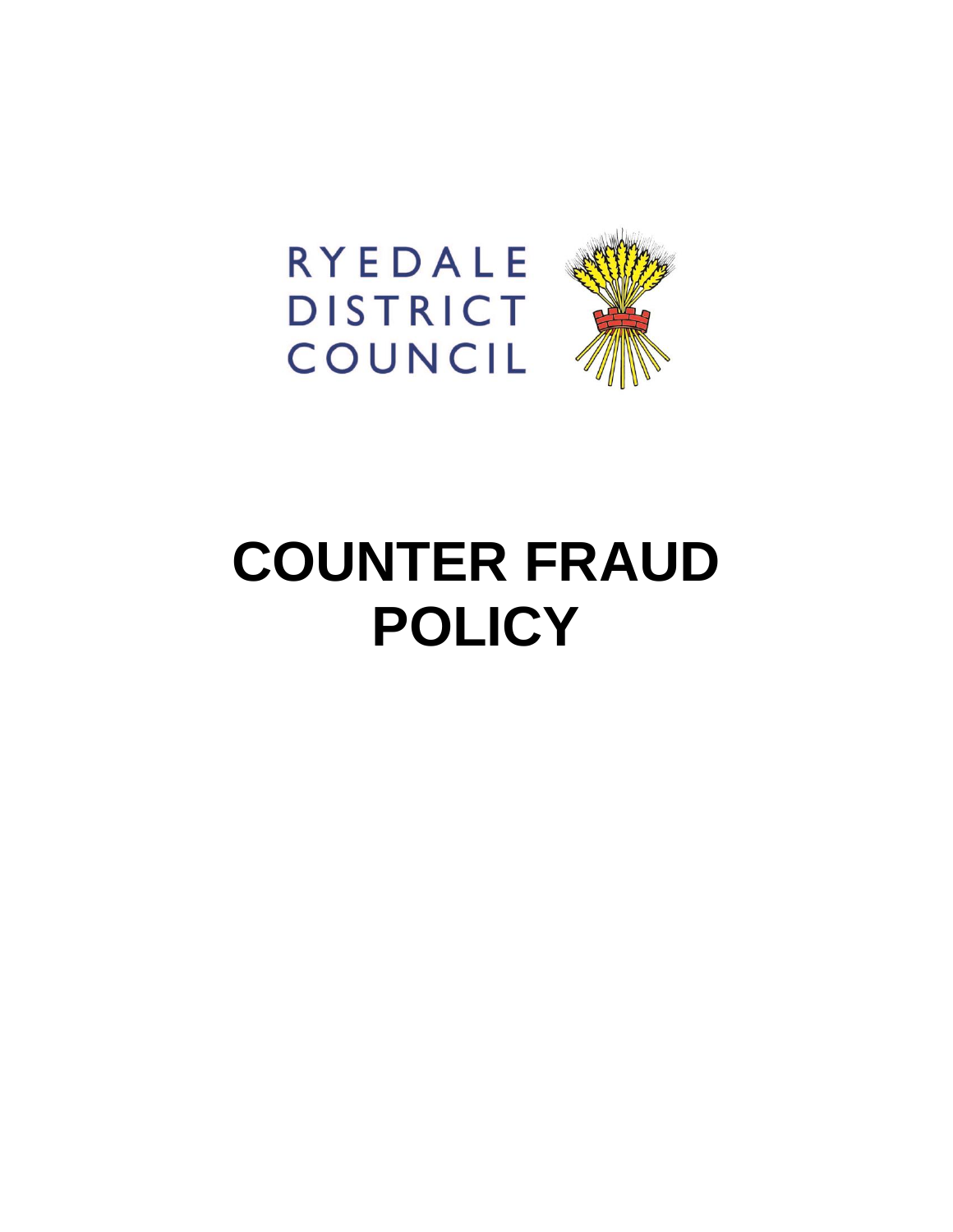RYEDALE
DISTRICT
COUNCIL

# COUNTER FRAUD POLICY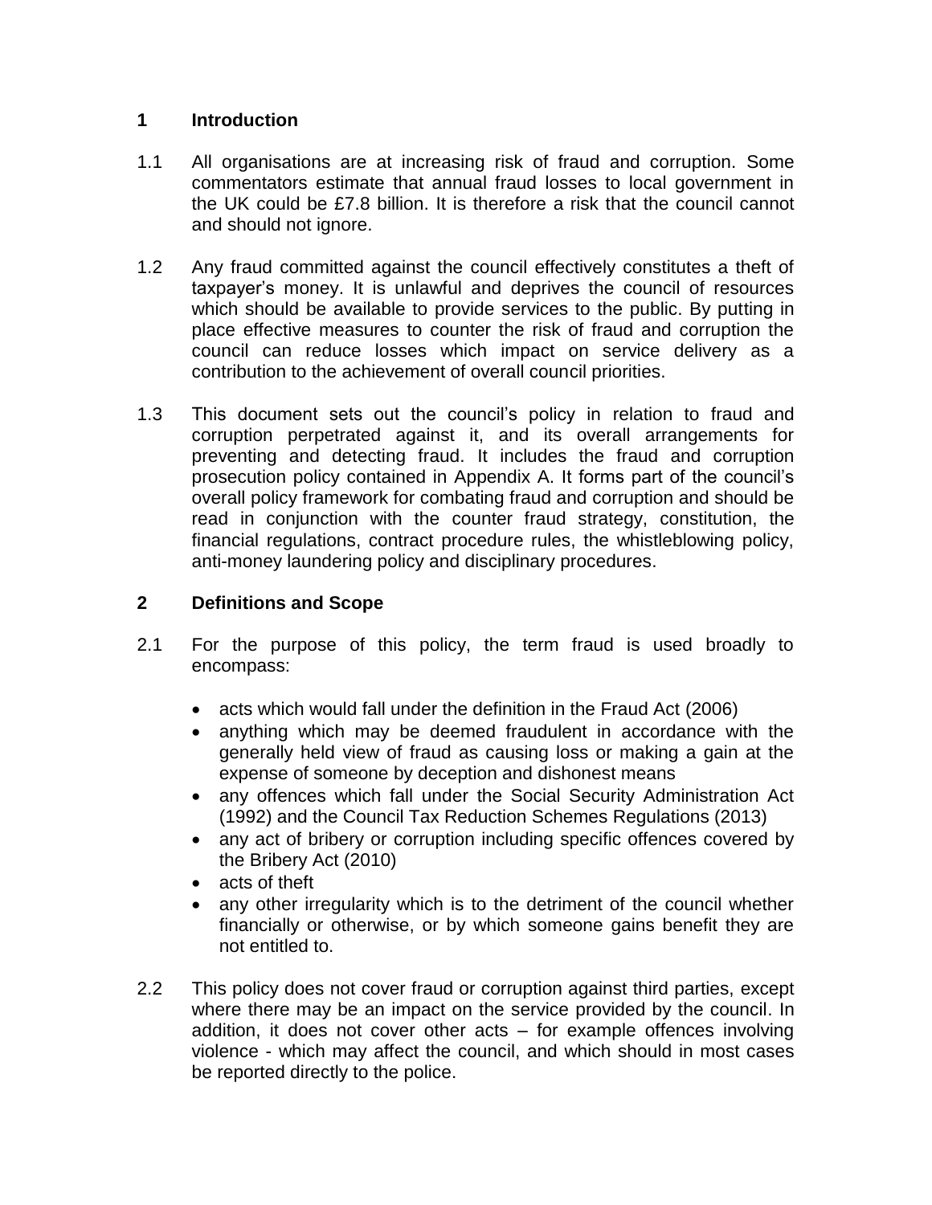## 1 Introduction

1.1 All organisations are at increasing risk of fraud and corruption. Some commentators estimate that annual fraud losses to local government in the UK could be £7.8 billion. It is therefore a risk that the council cannot and should not ignore.

1.2 Any fraud committed against the council effectively constitutes a theft of taxpayer's money. It is unlawful and deprives the council of resources which should be available to provide services to the public. By putting in place effective measures to counter the risk of fraud and corruption the council can reduce losses which impact on service delivery as a contribution to the achievement of overall council priorities.

1.3 This document sets out the council's policy in relation to fraud and corruption perpetrated against it, and its overall arrangements for preventing and detecting fraud. It includes the fraud and corruption prosecution policy contained in Appendix A. It forms part of the council's overall policy framework for combating fraud and corruption and should be read in conjunction with the counter fraud strategy, constitution, the financial regulations, contract procedure rules, the whistleblowing policy, anti-money laundering policy and disciplinary procedures.

## 2 Definitions and Scope

2.1 For the purpose of this policy, the term fraud is used broadly to encompass:

- acts which would fall under the definition in the Fraud Act (2006)
- anything which may be deemed fraudulent in accordance with the generally held view of fraud as causing loss or making a gain at the expense of someone by deception and dishonest means
- any offences which fall under the Social Security Administration Act (1992) and the Council Tax Reduction Schemes Regulations (2013)
- any act of bribery or corruption including specific offences covered by the Bribery Act (2010)
- acts of theft
- any other irregularity which is to the detriment of the council whether financially or otherwise, or by which someone gains benefit they are not entitled to.

2.2 This policy does not cover fraud or corruption against third parties, except where there may be an impact on the service provided by the council. In addition, it does not cover other acts – for example offences involving violence - which may affect the council, and which should in most cases be reported directly to the police.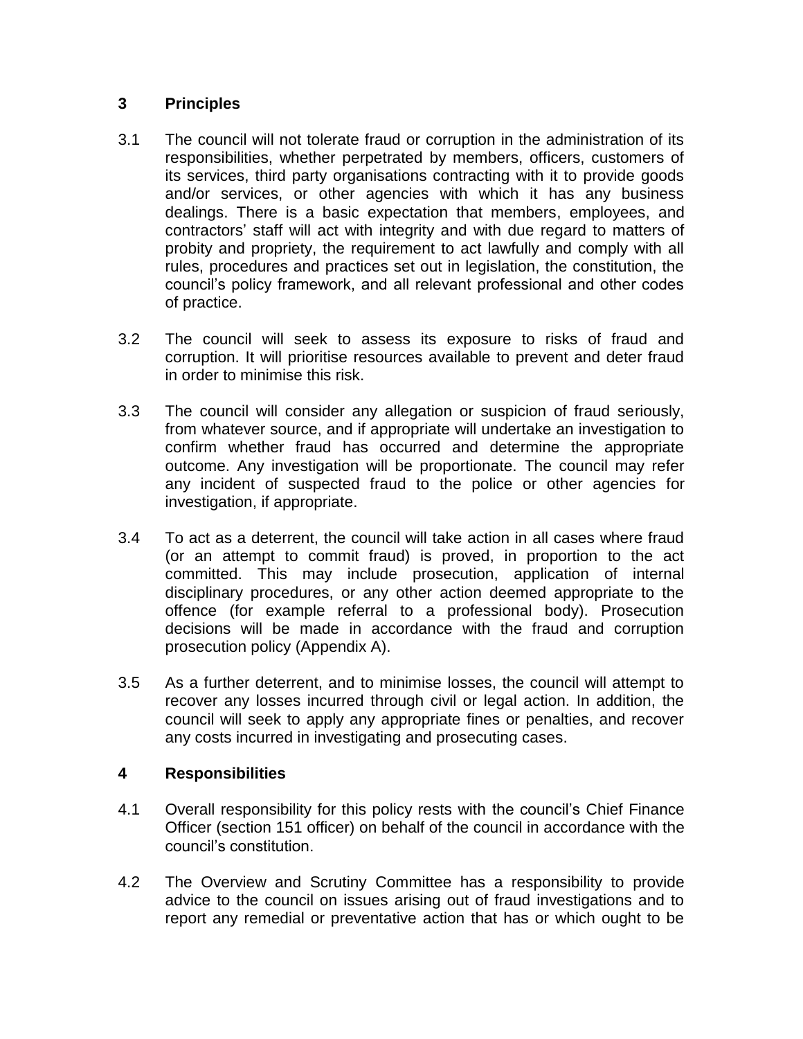## 3 Principles

3.1 The council will not tolerate fraud or corruption in the administration of its responsibilities, whether perpetrated by members, officers, customers of its services, third party organisations contracting with it to provide goods and/or services, or other agencies with which it has any business dealings. There is a basic expectation that members, employees, and contractors' staff will act with integrity and with due regard to matters of probity and propriety, the requirement to act lawfully and comply with all rules, procedures and practices set out in legislation, the constitution, the council's policy framework, and all relevant professional and other codes of practice.

3.2 The council will seek to assess its exposure to risks of fraud and corruption. It will prioritise resources available to prevent and deter fraud in order to minimise this risk.

3.3 The council will consider any allegation or suspicion of fraud seriously, from whatever source, and if appropriate will undertake an investigation to confirm whether fraud has occurred and determine the appropriate outcome. Any investigation will be proportionate. The council may refer any incident of suspected fraud to the police or other agencies for investigation, if appropriate.

3.4 To act as a deterrent, the council will take action in all cases where fraud (or an attempt to commit fraud) is proved, in proportion to the act committed. This may include prosecution, application of internal disciplinary procedures, or any other action deemed appropriate to the offence (for example referral to a professional body). Prosecution decisions will be made in accordance with the fraud and corruption prosecution policy (Appendix A).

3.5 As a further deterrent, and to minimise losses, the council will attempt to recover any losses incurred through civil or legal action. In addition, the council will seek to apply any appropriate fines or penalties, and recover any costs incurred in investigating and prosecuting cases.

## 4 Responsibilities

4.1 Overall responsibility for this policy rests with the council's Chief Finance Officer (section 151 officer) on behalf of the council in accordance with the council's constitution.

4.2 The Overview and Scrutiny Committee has a responsibility to provide advice to the council on issues arising out of fraud investigations and to report any remedial or preventative action that has or which ought to be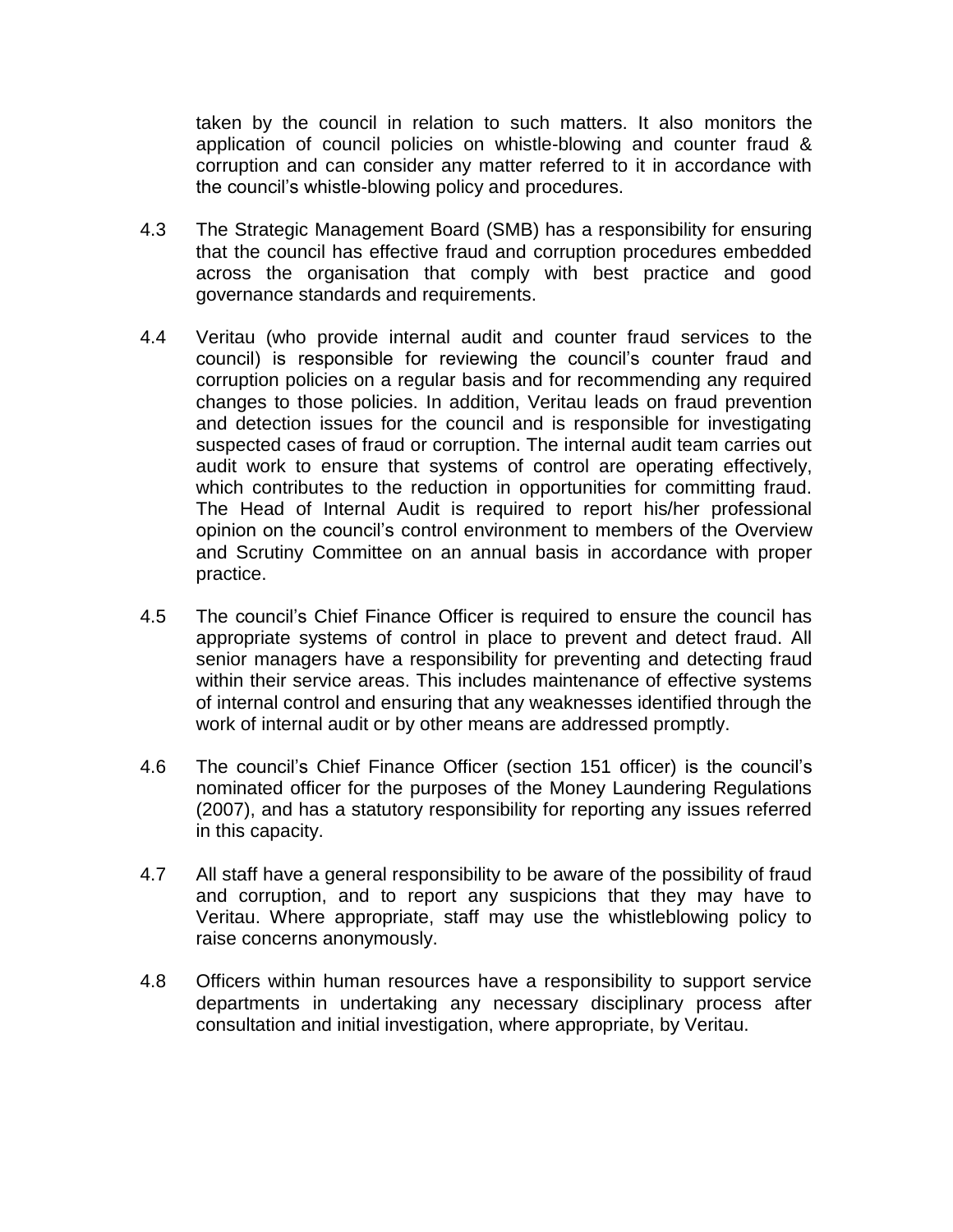taken by the council in relation to such matters. It also monitors the application of council policies on whistle-blowing and counter fraud & corruption and can consider any matter referred to it in accordance with the council's whistle-blowing policy and procedures.

4.3 The Strategic Management Board (SMB) has a responsibility for ensuring that the council has effective fraud and corruption procedures embedded across the organisation that comply with best practice and good governance standards and requirements.

4.4 Veritau (who provide internal audit and counter fraud services to the council) is responsible for reviewing the council's counter fraud and corruption policies on a regular basis and for recommending any required changes to those policies. In addition, Veritau leads on fraud prevention and detection issues for the council and is responsible for investigating suspected cases of fraud or corruption. The internal audit team carries out audit work to ensure that systems of control are operating effectively, which contributes to the reduction in opportunities for committing fraud. The Head of Internal Audit is required to report his/her professional opinion on the council's control environment to members of the Overview and Scrutiny Committee on an annual basis in accordance with proper practice.

4.5 The council's Chief Finance Officer is required to ensure the council has appropriate systems of control in place to prevent and detect fraud. All senior managers have a responsibility for preventing and detecting fraud within their service areas. This includes maintenance of effective systems of internal control and ensuring that any weaknesses identified through the work of internal audit or by other means are addressed promptly.

4.6 The council's Chief Finance Officer (section 151 officer) is the council's nominated officer for the purposes of the Money Laundering Regulations (2007), and has a statutory responsibility for reporting any issues referred in this capacity.

4.7 All staff have a general responsibility to be aware of the possibility of fraud and corruption, and to report any suspicions that they may have to Veritau. Where appropriate, staff may use the whistleblowing policy to raise concerns anonymously.

4.8 Officers within human resources have a responsibility to support service departments in undertaking any necessary disciplinary process after consultation and initial investigation, where appropriate, by Veritau.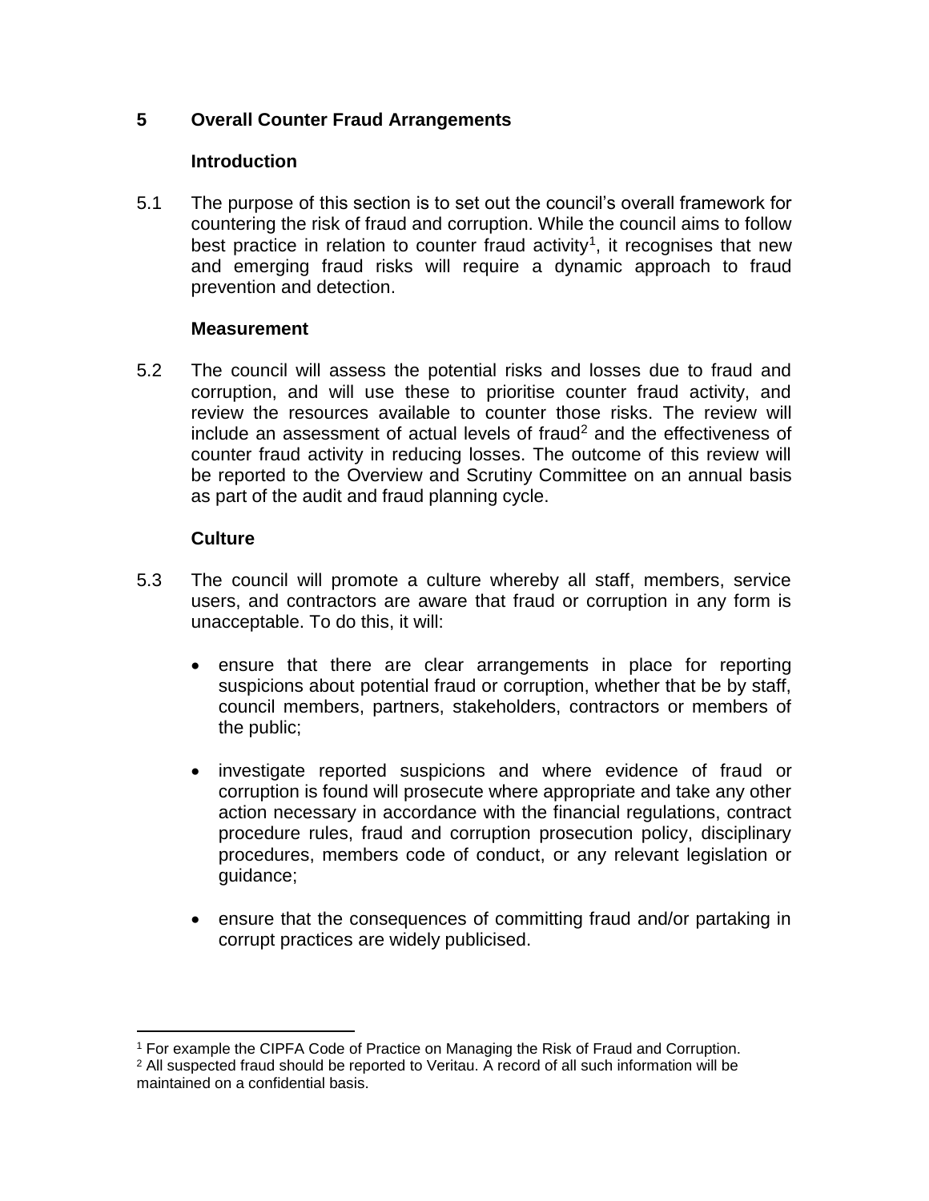## 5 Overall Counter Fraud Arrangements

### Introduction

5.1 The purpose of this section is to set out the council's overall framework for countering the risk of fraud and corruption. While the council aims to follow best practice in relation to counter fraud activity[1], it recognises that new and emerging fraud risks will require a dynamic approach to fraud prevention and detection.

### Measurement

5.2 The council will assess the potential risks and losses due to fraud and corruption, and will use these to prioritise counter fraud activity, and review the resources available to counter those risks. The review will include an assessment of actual levels of fraud[2] and the effectiveness of counter fraud activity in reducing losses. The outcome of this review will be reported to the Overview and Scrutiny Committee on an annual basis as part of the audit and fraud planning cycle.

### Culture

5.3 The council will promote a culture whereby all staff, members, service users, and contractors are aware that fraud or corruption in any form is unacceptable. To do this, it will:

- ensure that there are clear arrangements in place for reporting suspicions about potential fraud or corruption, whether that be by staff, council members, partners, stakeholders, contractors or members of the public;
- investigate reported suspicions and where evidence of fraud or corruption is found will prosecute where appropriate and take any other action necessary in accordance with the financial regulations, contract procedure rules, fraud and corruption prosecution policy, disciplinary procedures, members code of conduct, or any relevant legislation or guidance;
- ensure that the consequences of committing fraud and/or partaking in corrupt practices are widely publicised.

---

[1] For example the CIPFA Code of Practice on Managing the Risk of Fraud and Corruption.

[2] All suspected fraud should be reported to Veritau. A record of all such information will be maintained on a confidential basis.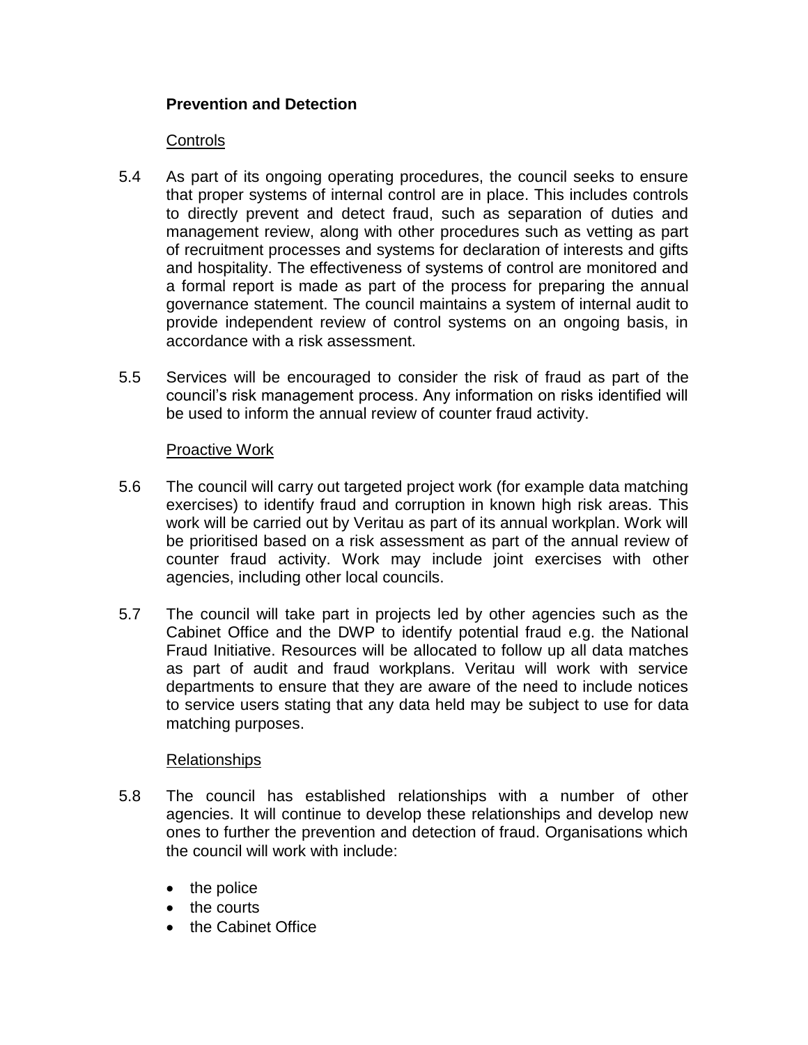### Prevention and Detection

#### Controls

5.4 As part of its ongoing operating procedures, the council seeks to ensure that proper systems of internal control are in place. This includes controls to directly prevent and detect fraud, such as separation of duties and management review, along with other procedures such as vetting as part of recruitment processes and systems for declaration of interests and gifts and hospitality. The effectiveness of systems of control are monitored and a formal report is made as part of the process for preparing the annual governance statement. The council maintains a system of internal audit to provide independent review of control systems on an ongoing basis, in accordance with a risk assessment.

5.5 Services will be encouraged to consider the risk of fraud as part of the council's risk management process. Any information on risks identified will be used to inform the annual review of counter fraud activity.

#### Proactive Work

5.6 The council will carry out targeted project work (for example data matching exercises) to identify fraud and corruption in known high risk areas. This work will be carried out by Veritau as part of its annual workplan. Work will be prioritised based on a risk assessment as part of the annual review of counter fraud activity. Work may include joint exercises with other agencies, including other local councils.

5.7 The council will take part in projects led by other agencies such as the Cabinet Office and the DWP to identify potential fraud e.g. the National Fraud Initiative. Resources will be allocated to follow up all data matches as part of audit and fraud workplans. Veritau will work with service departments to ensure that they are aware of the need to include notices to service users stating that any data held may be subject to use for data matching purposes.

#### Relationships

5.8 The council has established relationships with a number of other agencies. It will continue to develop these relationships and develop new ones to further the prevention and detection of fraud. Organisations which the council will work with include:

- the police
- the courts
- the Cabinet Office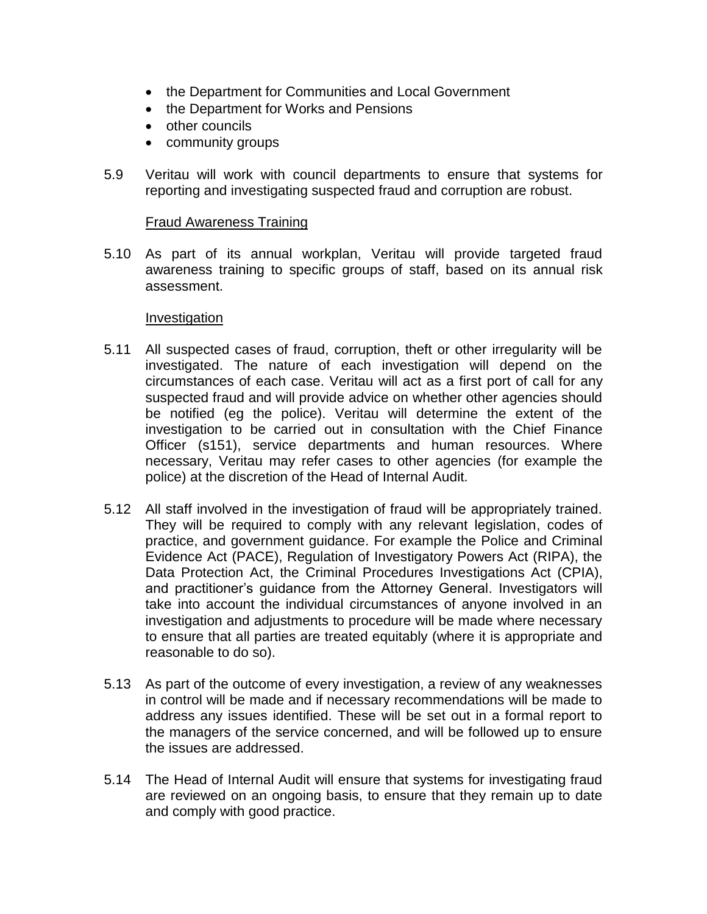- the Department for Communities and Local Government
- the Department for Works and Pensions
- other councils
- community groups

5.9 Veritau will work with council departments to ensure that systems for reporting and investigating suspected fraud and corruption are robust.

Fraud Awareness Training

5.10 As part of its annual workplan, Veritau will provide targeted fraud awareness training to specific groups of staff, based on its annual risk assessment.

Investigation

5.11 All suspected cases of fraud, corruption, theft or other irregularity will be investigated. The nature of each investigation will depend on the circumstances of each case. Veritau will act as a first port of call for any suspected fraud and will provide advice on whether other agencies should be notified (eg the police). Veritau will determine the extent of the investigation to be carried out in consultation with the Chief Finance Officer (s151), service departments and human resources. Where necessary, Veritau may refer cases to other agencies (for example the police) at the discretion of the Head of Internal Audit.

5.12 All staff involved in the investigation of fraud will be appropriately trained. They will be required to comply with any relevant legislation, codes of practice, and government guidance. For example the Police and Criminal Evidence Act (PACE), Regulation of Investigatory Powers Act (RIPA), the Data Protection Act, the Criminal Procedures Investigations Act (CPIA), and practitioner's guidance from the Attorney General. Investigators will take into account the individual circumstances of anyone involved in an investigation and adjustments to procedure will be made where necessary to ensure that all parties are treated equitably (where it is appropriate and reasonable to do so).

5.13 As part of the outcome of every investigation, a review of any weaknesses in control will be made and if necessary recommendations will be made to address any issues identified. These will be set out in a formal report to the managers of the service concerned, and will be followed up to ensure the issues are addressed.

5.14 The Head of Internal Audit will ensure that systems for investigating fraud are reviewed on an ongoing basis, to ensure that they remain up to date and comply with good practice.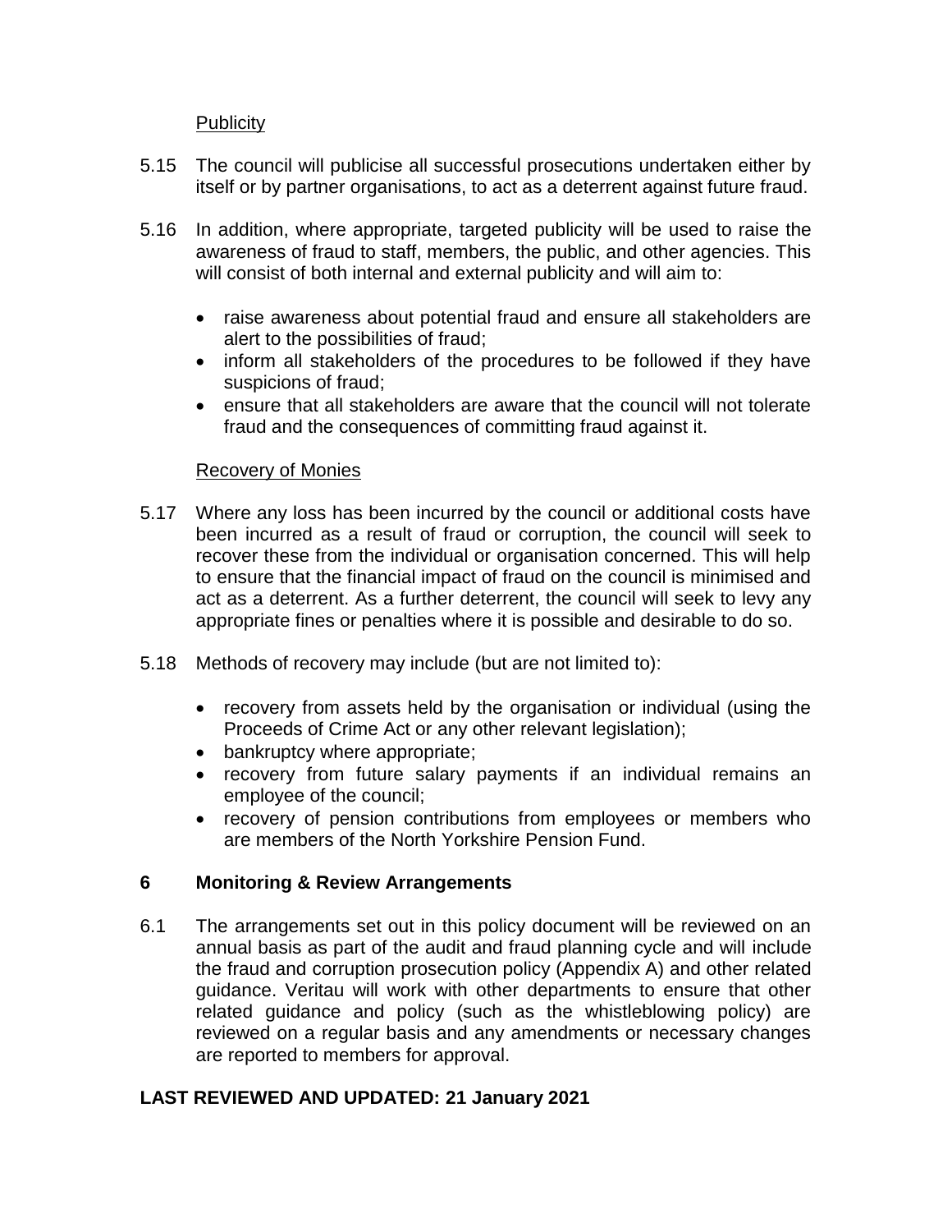<u>Publicity</u>

5.15 The council will publicise all successful prosecutions undertaken either by itself or by partner organisations, to act as a deterrent against future fraud.

5.16 In addition, where appropriate, targeted publicity will be used to raise the awareness of fraud to staff, members, the public, and other agencies. This will consist of both internal and external publicity and will aim to:

- raise awareness about potential fraud and ensure all stakeholders are alert to the possibilities of fraud;
- inform all stakeholders of the procedures to be followed if they have suspicions of fraud;
- ensure that all stakeholders are aware that the council will not tolerate fraud and the consequences of committing fraud against it.

<u>Recovery of Monies</u>

5.17 Where any loss has been incurred by the council or additional costs have been incurred as a result of fraud or corruption, the council will seek to recover these from the individual or organisation concerned. This will help to ensure that the financial impact of fraud on the council is minimised and act as a deterrent. As a further deterrent, the council will seek to levy any appropriate fines or penalties where it is possible and desirable to do so.

5.18 Methods of recovery may include (but are not limited to):

- recovery from assets held by the organisation or individual (using the Proceeds of Crime Act or any other relevant legislation);
- bankruptcy where appropriate;
- recovery from future salary payments if an individual remains an employee of the council;
- recovery of pension contributions from employees or members who are members of the North Yorkshire Pension Fund.

## 6 Monitoring & Review Arrangements

6.1 The arrangements set out in this policy document will be reviewed on an annual basis as part of the audit and fraud planning cycle and will include the fraud and corruption prosecution policy (Appendix A) and other related guidance. Veritau will work with other departments to ensure that other related guidance and policy (such as the whistleblowing policy) are reviewed on a regular basis and any amendments or necessary changes are reported to members for approval.

**LAST REVIEWED AND UPDATED: 21 January 2021**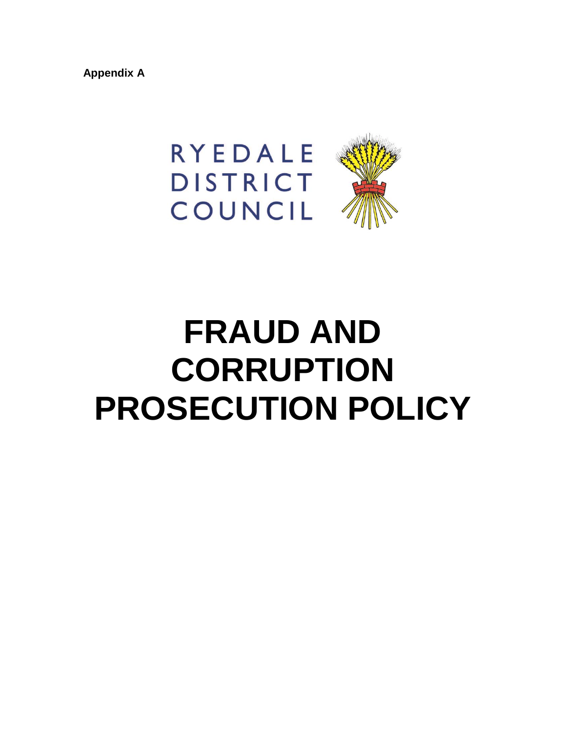**Appendix A**

RYEDALE DISTRICT COUNCIL

# FRAUD AND CORRUPTION PROSECUTION POLICY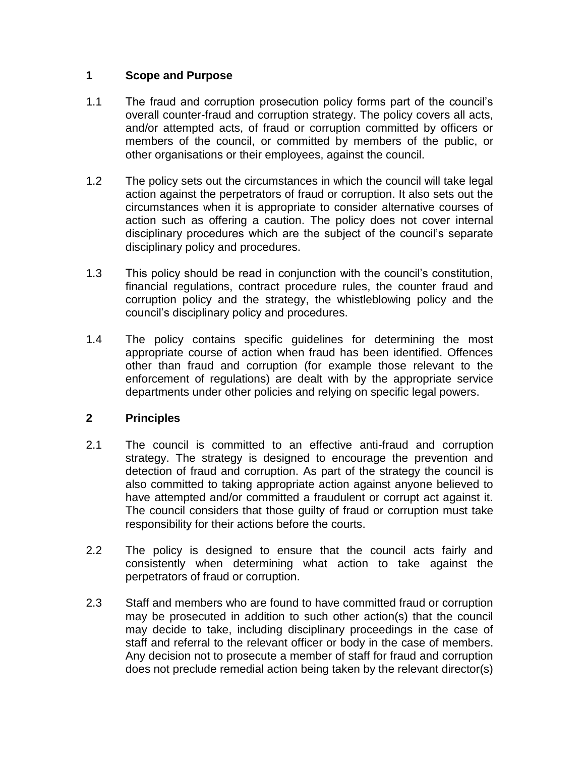## 1 Scope and Purpose

1.1 The fraud and corruption prosecution policy forms part of the council's overall counter-fraud and corruption strategy. The policy covers all acts, and/or attempted acts, of fraud or corruption committed by officers or members of the council, or committed by members of the public, or other organisations or their employees, against the council.

1.2 The policy sets out the circumstances in which the council will take legal action against the perpetrators of fraud or corruption. It also sets out the circumstances when it is appropriate to consider alternative courses of action such as offering a caution. The policy does not cover internal disciplinary procedures which are the subject of the council's separate disciplinary policy and procedures.

1.3 This policy should be read in conjunction with the council's constitution, financial regulations, contract procedure rules, the counter fraud and corruption policy and the strategy, the whistleblowing policy and the council's disciplinary policy and procedures.

1.4 The policy contains specific guidelines for determining the most appropriate course of action when fraud has been identified. Offences other than fraud and corruption (for example those relevant to the enforcement of regulations) are dealt with by the appropriate service departments under other policies and relying on specific legal powers.

## 2 Principles

2.1 The council is committed to an effective anti-fraud and corruption strategy. The strategy is designed to encourage the prevention and detection of fraud and corruption. As part of the strategy the council is also committed to taking appropriate action against anyone believed to have attempted and/or committed a fraudulent or corrupt act against it. The council considers that those guilty of fraud or corruption must take responsibility for their actions before the courts.

2.2 The policy is designed to ensure that the council acts fairly and consistently when determining what action to take against the perpetrators of fraud or corruption.

2.3 Staff and members who are found to have committed fraud or corruption may be prosecuted in addition to such other action(s) that the council may decide to take, including disciplinary proceedings in the case of staff and referral to the relevant officer or body in the case of members. Any decision not to prosecute a member of staff for fraud and corruption does not preclude remedial action being taken by the relevant director(s)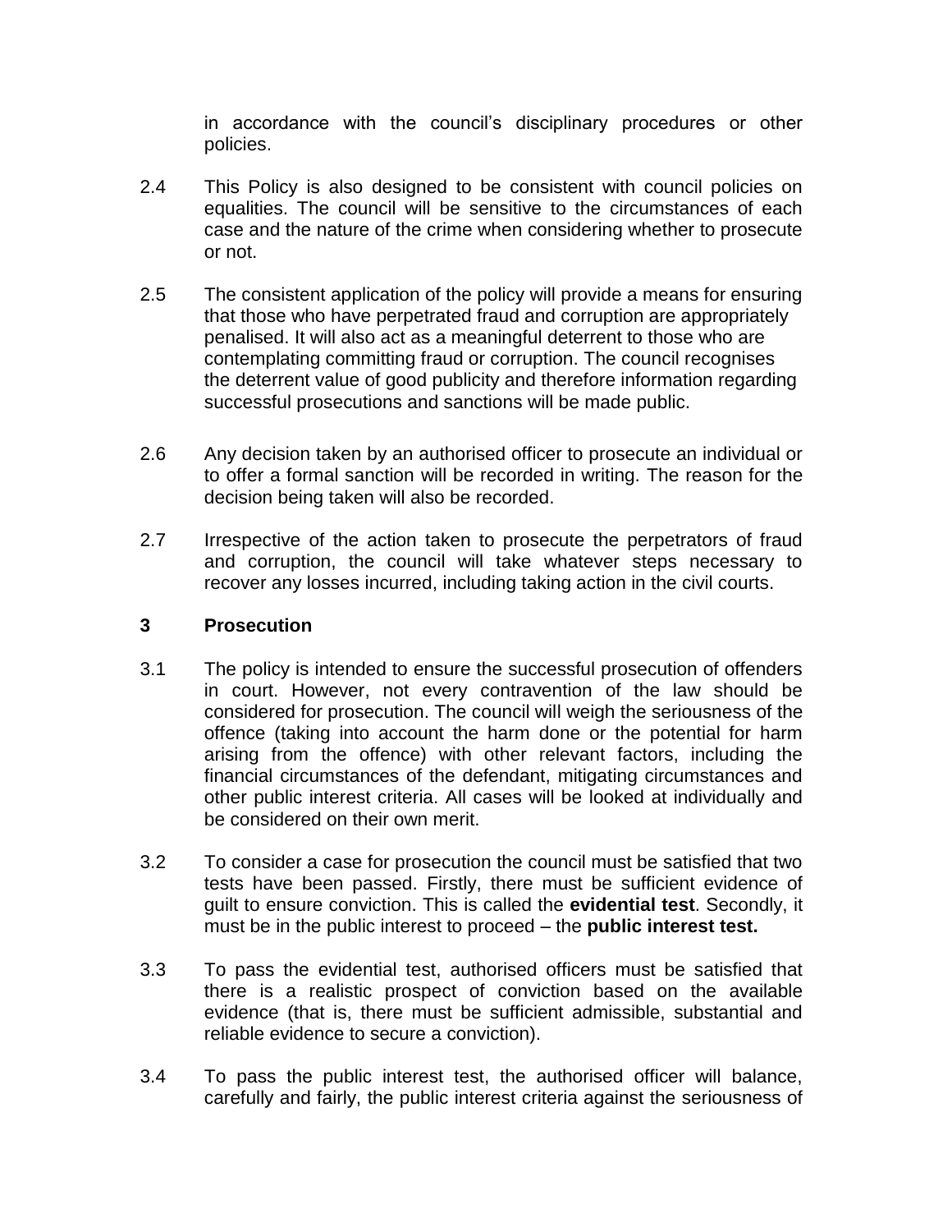in accordance with the council's disciplinary procedures or other policies.

2.4 This Policy is also designed to be consistent with council policies on equalities. The council will be sensitive to the circumstances of each case and the nature of the crime when considering whether to prosecute or not.

2.5 The consistent application of the policy will provide a means for ensuring that those who have perpetrated fraud and corruption are appropriately penalised. It will also act as a meaningful deterrent to those who are contemplating committing fraud or corruption. The council recognises the deterrent value of good publicity and therefore information regarding successful prosecutions and sanctions will be made public.

2.6 Any decision taken by an authorised officer to prosecute an individual or to offer a formal sanction will be recorded in writing. The reason for the decision being taken will also be recorded.

2.7 Irrespective of the action taken to prosecute the perpetrators of fraud and corruption, the council will take whatever steps necessary to recover any losses incurred, including taking action in the civil courts.

## 3 Prosecution

3.1 The policy is intended to ensure the successful prosecution of offenders in court. However, not every contravention of the law should be considered for prosecution. The council will weigh the seriousness of the offence (taking into account the harm done or the potential for harm arising from the offence) with other relevant factors, including the financial circumstances of the defendant, mitigating circumstances and other public interest criteria. All cases will be looked at individually and be considered on their own merit.

3.2 To consider a case for prosecution the council must be satisfied that two tests have been passed. Firstly, there must be sufficient evidence of guilt to ensure conviction. This is called the **evidential test**. Secondly, it must be in the public interest to proceed – the **public interest test.**

3.3 To pass the evidential test, authorised officers must be satisfied that there is a realistic prospect of conviction based on the available evidence (that is, there must be sufficient admissible, substantial and reliable evidence to secure a conviction).

3.4 To pass the public interest test, the authorised officer will balance, carefully and fairly, the public interest criteria against the seriousness of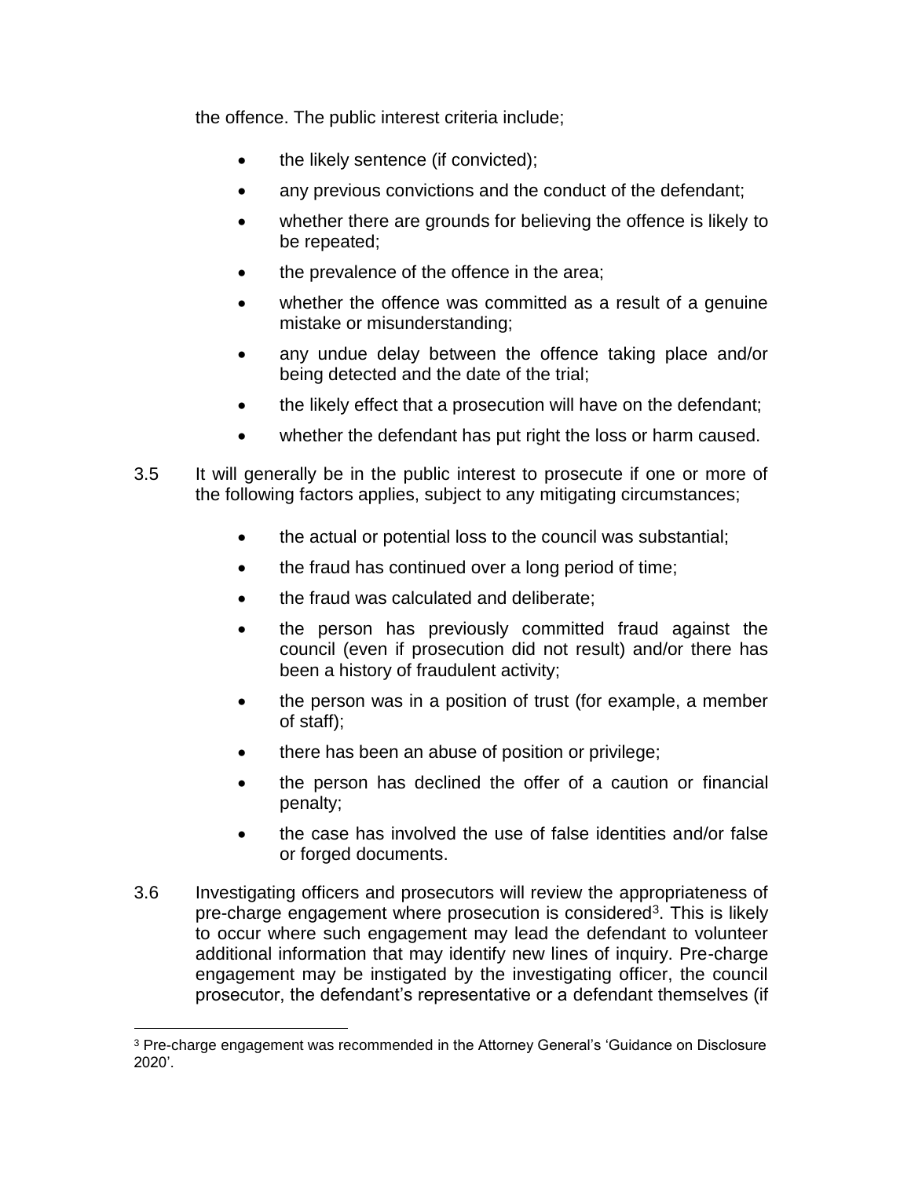the offence. The public interest criteria include;

- the likely sentence (if convicted);
- any previous convictions and the conduct of the defendant;
- whether there are grounds for believing the offence is likely to be repeated;
- the prevalence of the offence in the area;
- whether the offence was committed as a result of a genuine mistake or misunderstanding;
- any undue delay between the offence taking place and/or being detected and the date of the trial;
- the likely effect that a prosecution will have on the defendant;
- whether the defendant has put right the loss or harm caused.

3.5 It will generally be in the public interest to prosecute if one or more of the following factors applies, subject to any mitigating circumstances;

- the actual or potential loss to the council was substantial;
- the fraud has continued over a long period of time;
- the fraud was calculated and deliberate;
- the person has previously committed fraud against the council (even if prosecution did not result) and/or there has been a history of fraudulent activity;
- the person was in a position of trust (for example, a member of staff);
- there has been an abuse of position or privilege;
- the person has declined the offer of a caution or financial penalty;
- the case has involved the use of false identities and/or false or forged documents.

3.6 Investigating officers and prosecutors will review the appropriateness of pre-charge engagement where prosecution is considered[3]. This is likely to occur where such engagement may lead the defendant to volunteer additional information that may identify new lines of inquiry. Pre-charge engagement may be instigated by the investigating officer, the council prosecutor, the defendant's representative or a defendant themselves (if

[3] Pre-charge engagement was recommended in the Attorney General's 'Guidance on Disclosure 2020'.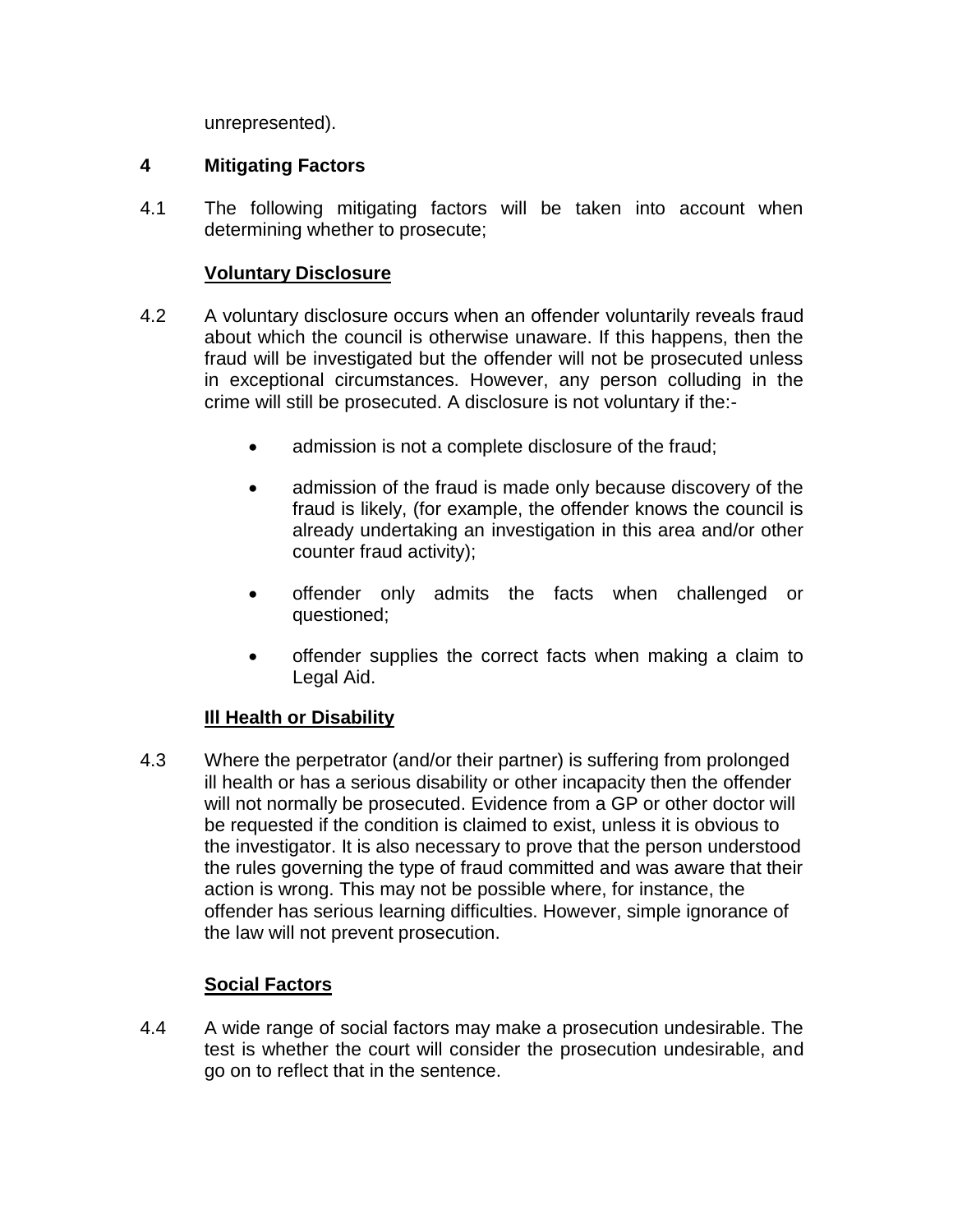unrepresented).

## 4 Mitigating Factors

4.1 The following mitigating factors will be taken into account when determining whether to prosecute;

**Voluntary Disclosure**

4.2 A voluntary disclosure occurs when an offender voluntarily reveals fraud about which the council is otherwise unaware. If this happens, then the fraud will be investigated but the offender will not be prosecuted unless in exceptional circumstances. However, any person colluding in the crime will still be prosecuted. A disclosure is not voluntary if the:-

- admission is not a complete disclosure of the fraud;
- admission of the fraud is made only because discovery of the fraud is likely, (for example, the offender knows the council is already undertaking an investigation in this area and/or other counter fraud activity);
- offender only admits the facts when challenged or questioned;
- offender supplies the correct facts when making a claim to Legal Aid.

**Ill Health or Disability**

4.3 Where the perpetrator (and/or their partner) is suffering from prolonged ill health or has a serious disability or other incapacity then the offender will not normally be prosecuted. Evidence from a GP or other doctor will be requested if the condition is claimed to exist, unless it is obvious to the investigator. It is also necessary to prove that the person understood the rules governing the type of fraud committed and was aware that their action is wrong. This may not be possible where, for instance, the offender has serious learning difficulties. However, simple ignorance of the law will not prevent prosecution.

**Social Factors**

4.4 A wide range of social factors may make a prosecution undesirable. The test is whether the court will consider the prosecution undesirable, and go on to reflect that in the sentence.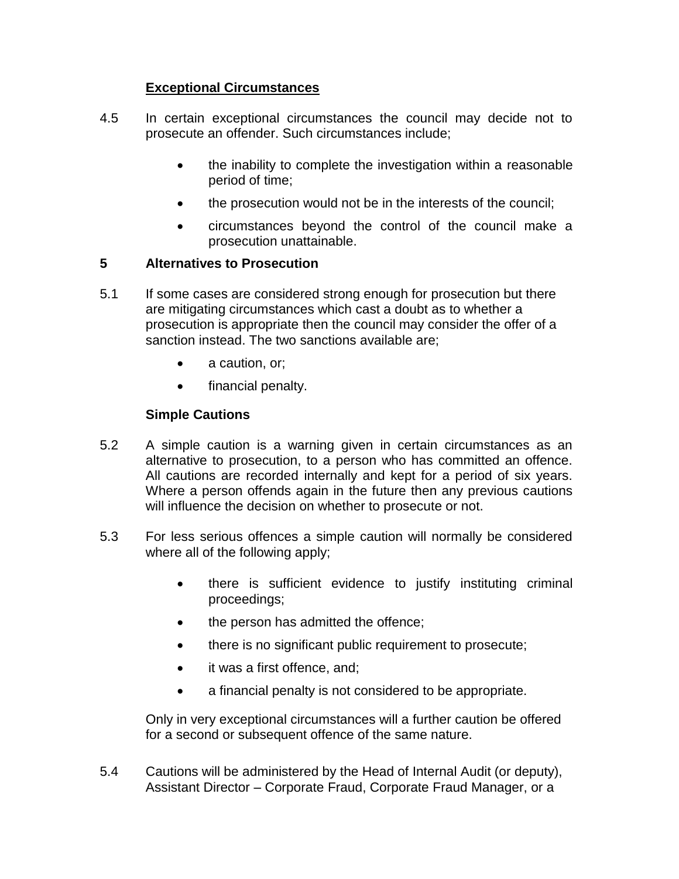### Exceptional Circumstances

4.5 In certain exceptional circumstances the council may decide not to prosecute an offender. Such circumstances include;

- the inability to complete the investigation within a reasonable period of time;
- the prosecution would not be in the interests of the council;
- circumstances beyond the control of the council make a prosecution unattainable.

## 5 Alternatives to Prosecution

5.1 If some cases are considered strong enough for prosecution but there are mitigating circumstances which cast a doubt as to whether a prosecution is appropriate then the council may consider the offer of a sanction instead. The two sanctions available are;

- a caution, or;
- financial penalty.

### Simple Cautions

5.2 A simple caution is a warning given in certain circumstances as an alternative to prosecution, to a person who has committed an offence. All cautions are recorded internally and kept for a period of six years. Where a person offends again in the future then any previous cautions will influence the decision on whether to prosecute or not.

5.3 For less serious offences a simple caution will normally be considered where all of the following apply;

- there is sufficient evidence to justify instituting criminal proceedings;
- the person has admitted the offence;
- there is no significant public requirement to prosecute;
- it was a first offence, and;
- a financial penalty is not considered to be appropriate.

Only in very exceptional circumstances will a further caution be offered for a second or subsequent offence of the same nature.

5.4 Cautions will be administered by the Head of Internal Audit (or deputy), Assistant Director – Corporate Fraud, Corporate Fraud Manager, or a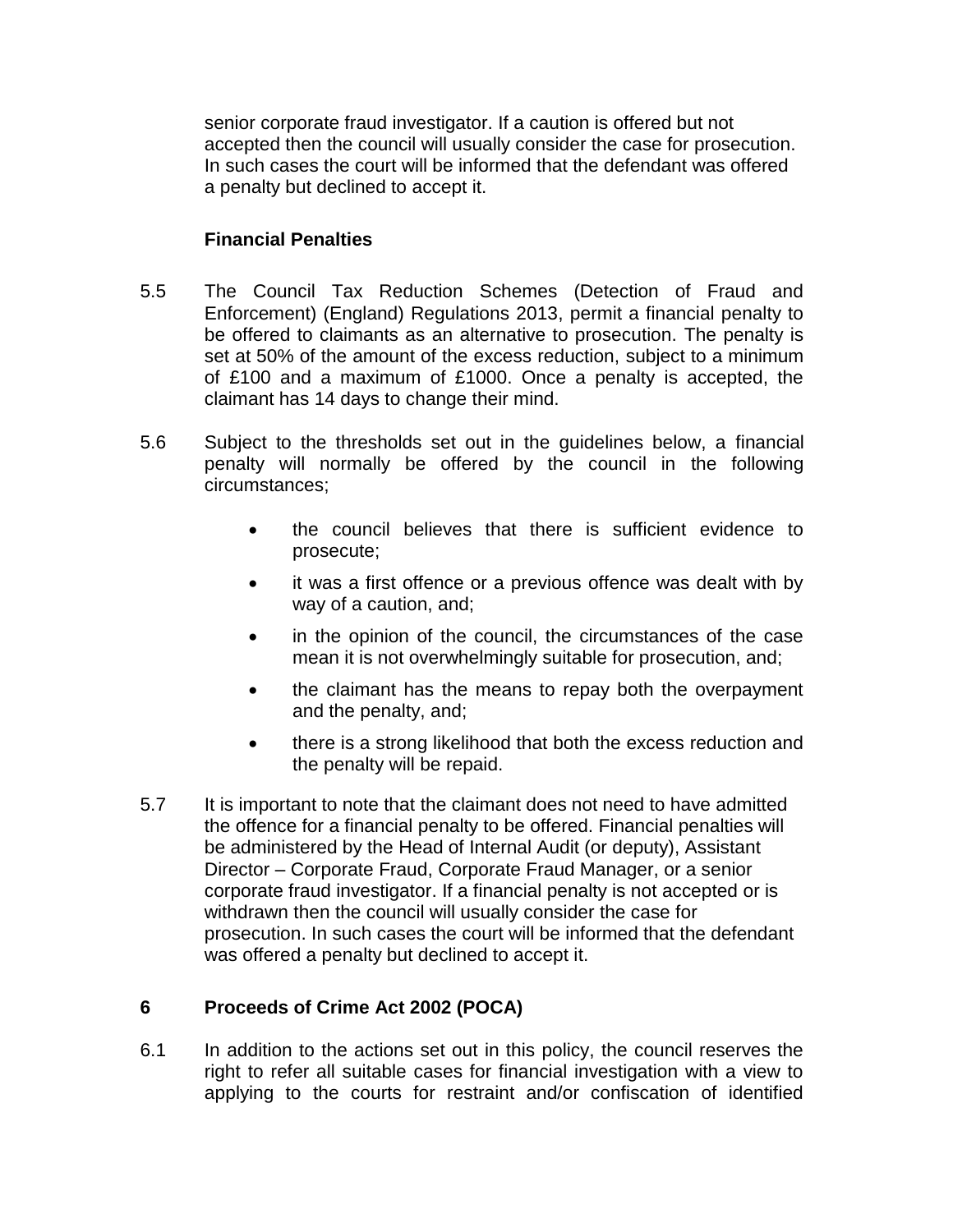senior corporate fraud investigator. If a caution is offered but not accepted then the council will usually consider the case for prosecution. In such cases the court will be informed that the defendant was offered a penalty but declined to accept it.

**Financial Penalties**

5.5 The Council Tax Reduction Schemes (Detection of Fraud and Enforcement) (England) Regulations 2013, permit a financial penalty to be offered to claimants as an alternative to prosecution. The penalty is set at 50% of the amount of the excess reduction, subject to a minimum of £100 and a maximum of £1000. Once a penalty is accepted, the claimant has 14 days to change their mind.

5.6 Subject to the thresholds set out in the guidelines below, a financial penalty will normally be offered by the council in the following circumstances;

- the council believes that there is sufficient evidence to prosecute;
- it was a first offence or a previous offence was dealt with by way of a caution, and;
- in the opinion of the council, the circumstances of the case mean it is not overwhelmingly suitable for prosecution, and;
- the claimant has the means to repay both the overpayment and the penalty, and;
- there is a strong likelihood that both the excess reduction and the penalty will be repaid.

5.7 It is important to note that the claimant does not need to have admitted the offence for a financial penalty to be offered. Financial penalties will be administered by the Head of Internal Audit (or deputy), Assistant Director – Corporate Fraud, Corporate Fraud Manager, or a senior corporate fraud investigator. If a financial penalty is not accepted or is withdrawn then the council will usually consider the case for prosecution. In such cases the court will be informed that the defendant was offered a penalty but declined to accept it.

## 6 Proceeds of Crime Act 2002 (POCA)

6.1 In addition to the actions set out in this policy, the council reserves the right to refer all suitable cases for financial investigation with a view to applying to the courts for restraint and/or confiscation of identified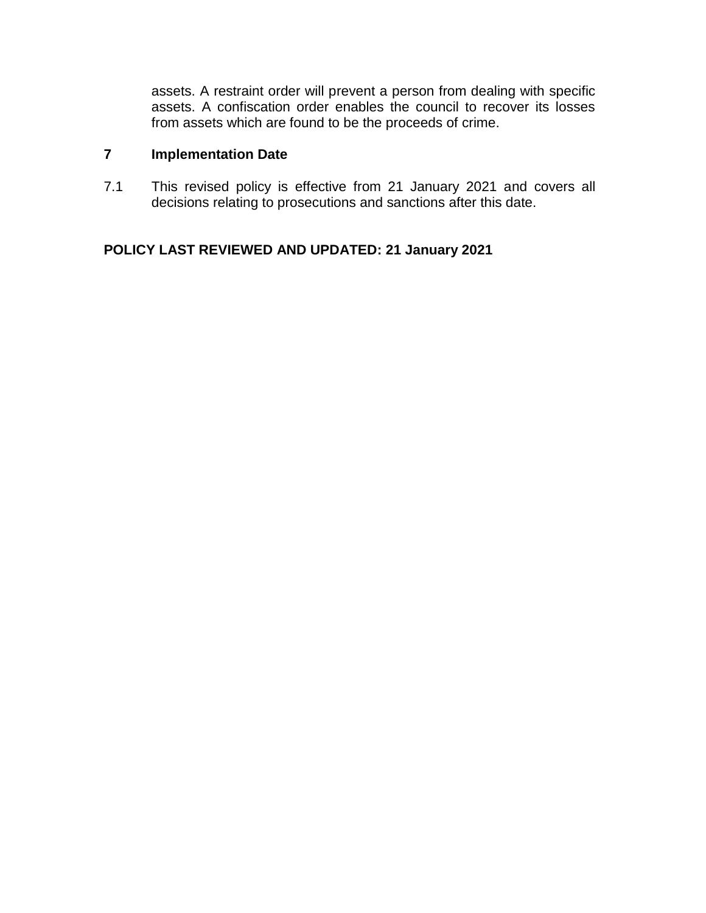assets. A restraint order will prevent a person from dealing with specific assets. A confiscation order enables the council to recover its losses from assets which are found to be the proceeds of crime.

## 7 Implementation Date

7.1 This revised policy is effective from 21 January 2021 and covers all decisions relating to prosecutions and sanctions after this date.

**POLICY LAST REVIEWED AND UPDATED: 21 January 2021**